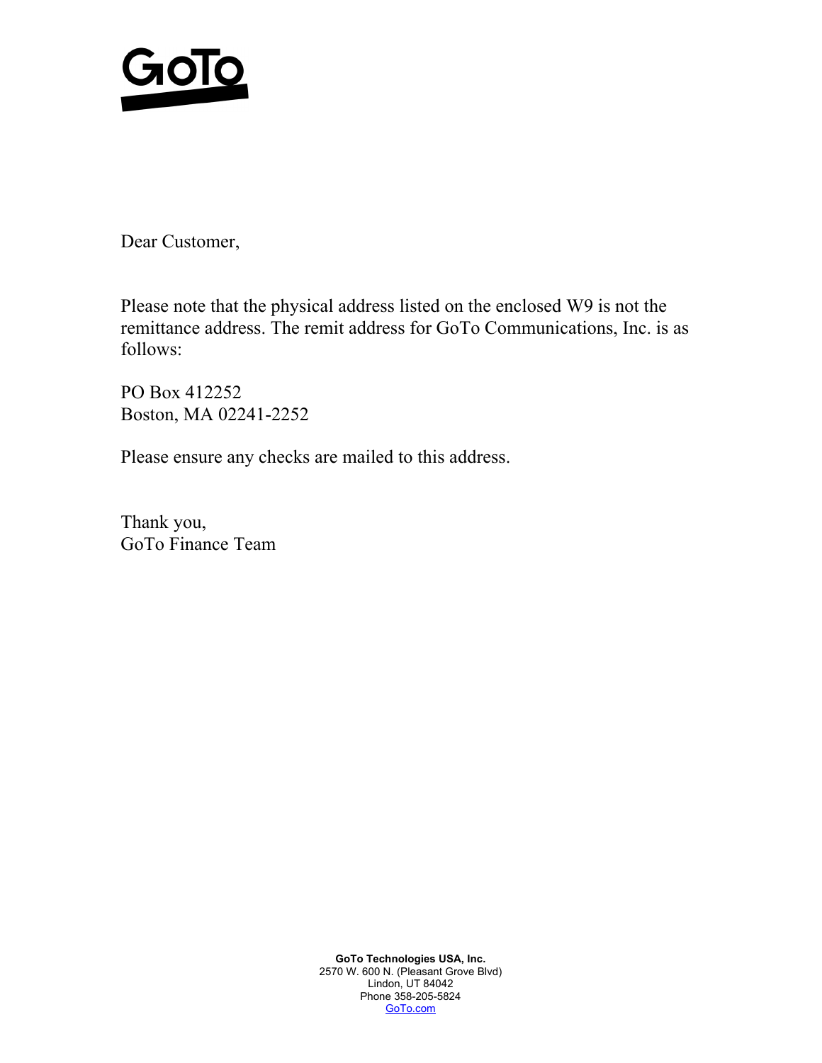GoTo

Dear Customer,

Please note that the physical address listed on the enclosed W9 is not the remittance address. The remit address for GoTo Communications, Inc. is as follows:

PO Box 412252
Boston, MA 02241-2252

Please ensure any checks are mailed to this address.

Thank you,
GoTo Finance Team

**GoTo Technologies USA, Inc.**
2570 W. 600 N. (Pleasant Grove Blvd)
Lindon, UT 84042
Phone 358-205-5824
GoTo.com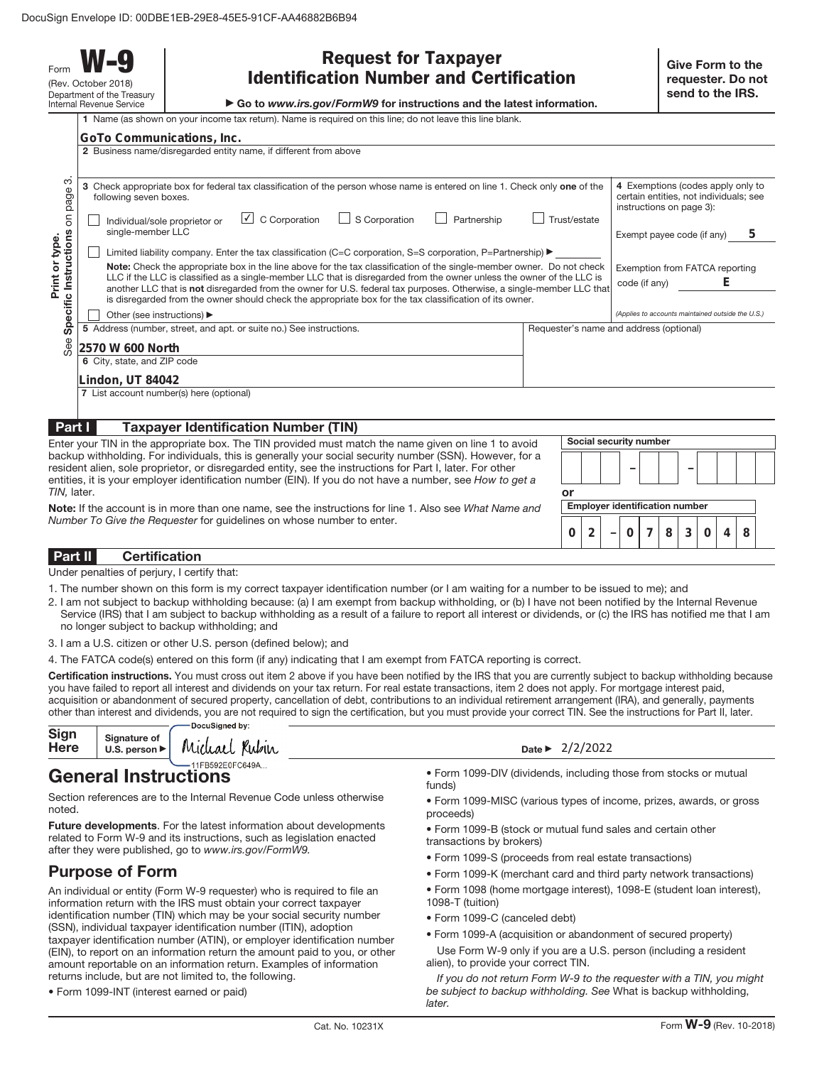DocuSign Envelope ID: 00DBE1EB-29E8-45E5-91CF-AA46882B6B94

Form **W-9**
(Rev. October 2018)
Department of the Treasury
Internal Revenue Service

# Request for Taxpayer Identification Number and Certification

▶ Go to *www.irs.gov/FormW9* for instructions and the latest information.

**Give Form to the requester. Do not send to the IRS.**

Print or type. See **Specific Instructions** on page 3.

1 Name (as shown on your income tax return). Name is required on this line; do not leave this line blank.

**GoTo Communications, Inc.**

2 Business name/disregarded entity name, if different from above

3 Check appropriate box for federal tax classification of the person whose name is entered on line 1. Check only **one** of the following seven boxes.

☐ Individual/sole proprietor or single-member LLC ☑ C Corporation ☐ S Corporation ☐ Partnership ☐ Trust/estate

☐ Limited liability company. Enter the tax classification (C=C corporation, S=S corporation, P=Partnership) ▶

**Note:** Check the appropriate box in the line above for the tax classification of the single-member owner. Do not check LLC if the LLC is classified as a single-member LLC that is disregarded from the owner unless the owner of the LLC is another LLC that is **not** disregarded from the owner for U.S. federal tax purposes. Otherwise, a single-member LLC that is disregarded from the owner should check the appropriate box for the tax classification of its owner.

☐ Other (see instructions) ▶

4 Exemptions (codes apply only to certain entities, not individuals; see instructions on page 3):

Exempt payee code (if any) **5**

Exemption from FATCA reporting code (if any) **E**

*(Applies to accounts maintained outside the U.S.)*

5 Address (number, street, and apt. or suite no.) See instructions.

**2570 W 600 North**

Requester's name and address (optional)

6 City, state, and ZIP code

**Lindon, UT 84042**

7 List account number(s) here (optional)

## Part I Taxpayer Identification Number (TIN)

Enter your TIN in the appropriate box. The TIN provided must match the name given on line 1 to avoid backup withholding. For individuals, this is generally your social security number (SSN). However, for a resident alien, sole proprietor, or disregarded entity, see the instructions for Part I, later. For other entities, it is your employer identification number (EIN). If you do not have a number, see *How to get a TIN,* later.

**Note:** If the account is in more than one name, see the instructions for line 1. Also see *What Name and Number To Give the Requester* for guidelines on whose number to enter.

Social security number

– –

or

Employer identification number

**02 – 0783048**

## Part II Certification

Under penalties of perjury, I certify that:

1. The number shown on this form is my correct taxpayer identification number (or I am waiting for a number to be issued to me); and
2. I am not subject to backup withholding because: (a) I am exempt from backup withholding, or (b) I have not been notified by the Internal Revenue Service (IRS) that I am subject to backup withholding as a result of a failure to report all interest or dividends, or (c) the IRS has notified me that I am no longer subject to backup withholding; and
3. I am a U.S. citizen or other U.S. person (defined below); and
4. The FATCA code(s) entered on this form (if any) indicating that I am exempt from FATCA reporting is correct.

**Certification instructions.** You must cross out item 2 above if you have been notified by the IRS that you are currently subject to backup withholding because you have failed to report all interest and dividends on your tax return. For real estate transactions, item 2 does not apply. For mortgage interest paid, acquisition or abandonment of secured property, cancellation of debt, contributions to an individual retirement arrangement (IRA), and generally, payments other than interest and dividends, you are not required to sign the certification, but you must provide your correct TIN. See the instructions for Part II, later.

**Sign Here** Signature of U.S. person ▶ DocuSigned by: Michael Rubin 11FB592E0FC649A... Date ▶ 2/2/2022

# General Instructions

Section references are to the Internal Revenue Code unless otherwise noted.

**Future developments**. For the latest information about developments related to Form W-9 and its instructions, such as legislation enacted after they were published, go to *www.irs.gov/FormW9.*

## Purpose of Form

An individual or entity (Form W-9 requester) who is required to file an information return with the IRS must obtain your correct taxpayer identification number (TIN) which may be your social security number (SSN), individual taxpayer identification number (ITIN), adoption taxpayer identification number (ATIN), or employer identification number (EIN), to report on an information return the amount paid to you, or other amount reportable on an information return. Examples of information returns include, but are not limited to, the following.

- Form 1099-INT (interest earned or paid)
- Form 1099-DIV (dividends, including those from stocks or mutual funds)
- Form 1099-MISC (various types of income, prizes, awards, or gross proceeds)
- Form 1099-B (stock or mutual fund sales and certain other transactions by brokers)
- Form 1099-S (proceeds from real estate transactions)
- Form 1099-K (merchant card and third party network transactions)
- Form 1098 (home mortgage interest), 1098-E (student loan interest), 1098-T (tuition)
- Form 1099-C (canceled debt)
- Form 1099-A (acquisition or abandonment of secured property)

Use Form W-9 only if you are a U.S. person (including a resident alien), to provide your correct TIN.

*If you do not return Form W-9 to the requester with a TIN, you might be subject to backup withholding. See* What is backup withholding, *later.*

Cat. No. 10231X Form **W-9** (Rev. 10-2018)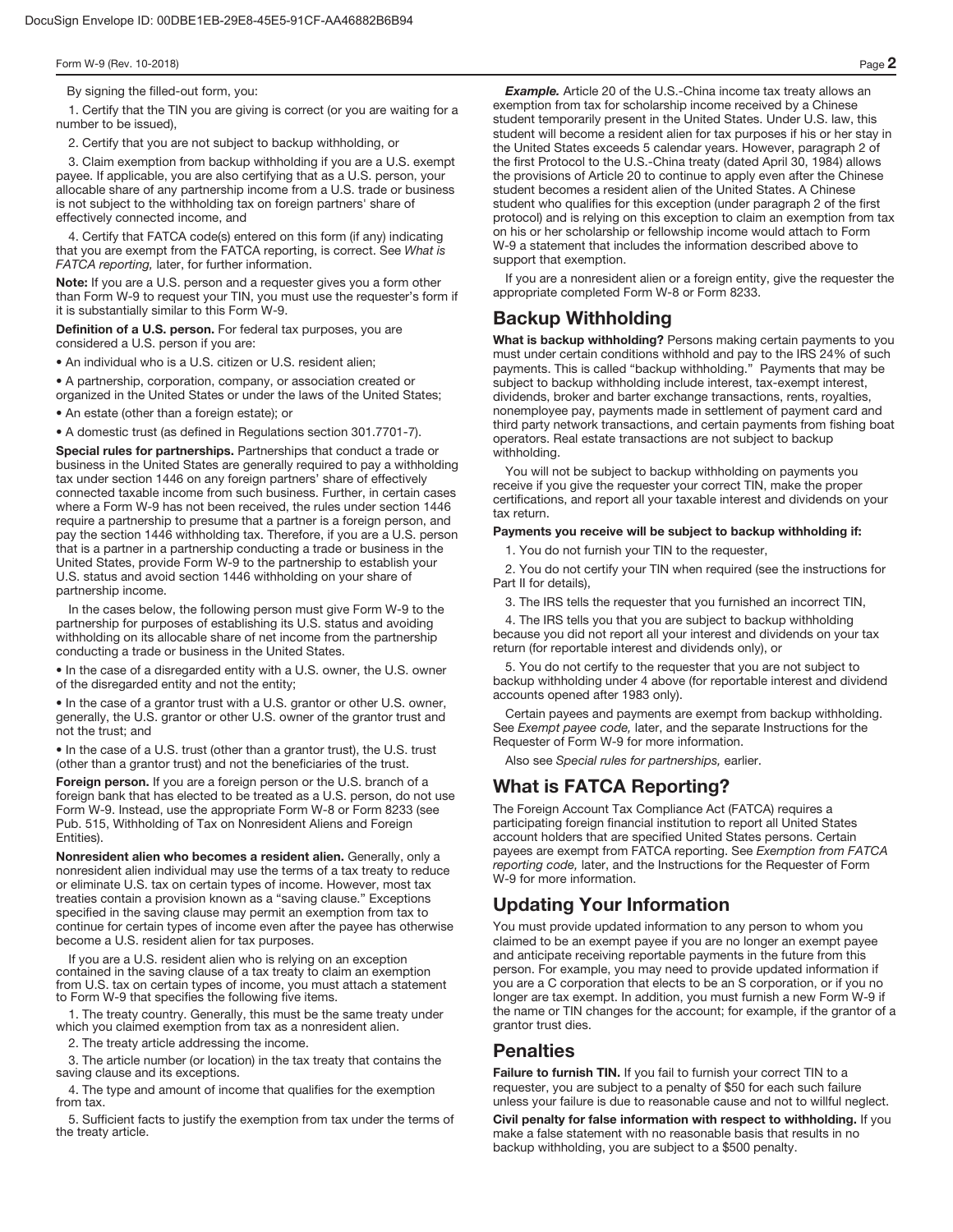By signing the filled-out form, you:

1. Certify that the TIN you are giving is correct (or you are waiting for a number to be issued),

2. Certify that you are not subject to backup withholding, or

3. Claim exemption from backup withholding if you are a U.S. exempt payee. If applicable, you are also certifying that as a U.S. person, your allocable share of any partnership income from a U.S. trade or business is not subject to the withholding tax on foreign partners' share of effectively connected income, and

4. Certify that FATCA code(s) entered on this form (if any) indicating that you are exempt from the FATCA reporting, is correct. See *What is FATCA reporting,* later, for further information.

**Note:** If you are a U.S. person and a requester gives you a form other than Form W-9 to request your TIN, you must use the requester's form if it is substantially similar to this Form W-9.

**Definition of a U.S. person.** For federal tax purposes, you are considered a U.S. person if you are:

- An individual who is a U.S. citizen or U.S. resident alien;
- A partnership, corporation, company, or association created or organized in the United States or under the laws of the United States;
- An estate (other than a foreign estate); or
- A domestic trust (as defined in Regulations section 301.7701-7).

**Special rules for partnerships.** Partnerships that conduct a trade or business in the United States are generally required to pay a withholding tax under section 1446 on any foreign partners' share of effectively connected taxable income from such business. Further, in certain cases where a Form W-9 has not been received, the rules under section 1446 require a partnership to presume that a partner is a foreign person, and pay the section 1446 withholding tax. Therefore, if you are a U.S. person that is a partner in a partnership conducting a trade or business in the United States, provide Form W-9 to the partnership to establish your U.S. status and avoid section 1446 withholding on your share of partnership income.

In the cases below, the following person must give Form W-9 to the partnership for purposes of establishing its U.S. status and avoiding withholding on its allocable share of net income from the partnership conducting a trade or business in the United States.

- In the case of a disregarded entity with a U.S. owner, the U.S. owner of the disregarded entity and not the entity;
- In the case of a grantor trust with a U.S. grantor or other U.S. owner, generally, the U.S. grantor or other U.S. owner of the grantor trust and not the trust; and
- In the case of a U.S. trust (other than a grantor trust), the U.S. trust (other than a grantor trust) and not the beneficiaries of the trust.

**Foreign person.** If you are a foreign person or the U.S. branch of a foreign bank that has elected to be treated as a U.S. person, do not use Form W-9. Instead, use the appropriate Form W-8 or Form 8233 (see Pub. 515, Withholding of Tax on Nonresident Aliens and Foreign Entities).

**Nonresident alien who becomes a resident alien.** Generally, only a nonresident alien individual may use the terms of a tax treaty to reduce or eliminate U.S. tax on certain types of income. However, most tax treaties contain a provision known as a "saving clause." Exceptions specified in the saving clause may permit an exemption from tax to continue for certain types of income even after the payee has otherwise become a U.S. resident alien for tax purposes.

If you are a U.S. resident alien who is relying on an exception contained in the saving clause of a tax treaty to claim an exemption from U.S. tax on certain types of income, you must attach a statement to Form W-9 that specifies the following five items.

1. The treaty country. Generally, this must be the same treaty under which you claimed exemption from tax as a nonresident alien.

2. The treaty article addressing the income.

3. The article number (or location) in the tax treaty that contains the saving clause and its exceptions.

4. The type and amount of income that qualifies for the exemption from tax.

5. Sufficient facts to justify the exemption from tax under the terms of the treaty article.

***Example.*** Article 20 of the U.S.-China income tax treaty allows an exemption from tax for scholarship income received by a Chinese student temporarily present in the United States. Under U.S. law, this student will become a resident alien for tax purposes if his or her stay in the United States exceeds 5 calendar years. However, paragraph 2 of the first Protocol to the U.S.-China treaty (dated April 30, 1984) allows the provisions of Article 20 to continue to apply even after the Chinese student becomes a resident alien of the United States. A Chinese student who qualifies for this exception (under paragraph 2 of the first protocol) and is relying on this exception to claim an exemption from tax on his or her scholarship or fellowship income would attach to Form W-9 a statement that includes the information described above to support that exemption.

If you are a nonresident alien or a foreign entity, give the requester the appropriate completed Form W-8 or Form 8233.

## Backup Withholding

**What is backup withholding?** Persons making certain payments to you must under certain conditions withhold and pay to the IRS 24% of such payments. This is called "backup withholding." Payments that may be subject to backup withholding include interest, tax-exempt interest, dividends, broker and barter exchange transactions, rents, royalties, nonemployee pay, payments made in settlement of payment card and third party network transactions, and certain payments from fishing boat operators. Real estate transactions are not subject to backup withholding.

You will not be subject to backup withholding on payments you receive if you give the requester your correct TIN, make the proper certifications, and report all your taxable interest and dividends on your tax return.

**Payments you receive will be subject to backup withholding if:**

1. You do not furnish your TIN to the requester,

2. You do not certify your TIN when required (see the instructions for Part II for details),

3. The IRS tells the requester that you furnished an incorrect TIN,

4. The IRS tells you that you are subject to backup withholding because you did not report all your interest and dividends on your tax return (for reportable interest and dividends only), or

5. You do not certify to the requester that you are not subject to backup withholding under 4 above (for reportable interest and dividend accounts opened after 1983 only).

Certain payees and payments are exempt from backup withholding. See *Exempt payee code,* later, and the separate Instructions for the Requester of Form W-9 for more information.

Also see *Special rules for partnerships,* earlier.

## What is FATCA Reporting?

The Foreign Account Tax Compliance Act (FATCA) requires a participating foreign financial institution to report all United States account holders that are specified United States persons. Certain payees are exempt from FATCA reporting. See *Exemption from FATCA reporting code,* later, and the Instructions for the Requester of Form W-9 for more information.

## Updating Your Information

You must provide updated information to any person to whom you claimed to be an exempt payee if you are no longer an exempt payee and anticipate receiving reportable payments in the future from this person. For example, you may need to provide updated information if you are a C corporation that elects to be an S corporation, or if you no longer are tax exempt. In addition, you must furnish a new Form W-9 if the name or TIN changes for the account; for example, if the grantor of a grantor trust dies.

## Penalties

**Failure to furnish TIN.** If you fail to furnish your correct TIN to a requester, you are subject to a penalty of $50 for each such failure unless your failure is due to reasonable cause and not to willful neglect.

**Civil penalty for false information with respect to withholding.** If you make a false statement with no reasonable basis that results in no backup withholding, you are subject to a $500 penalty.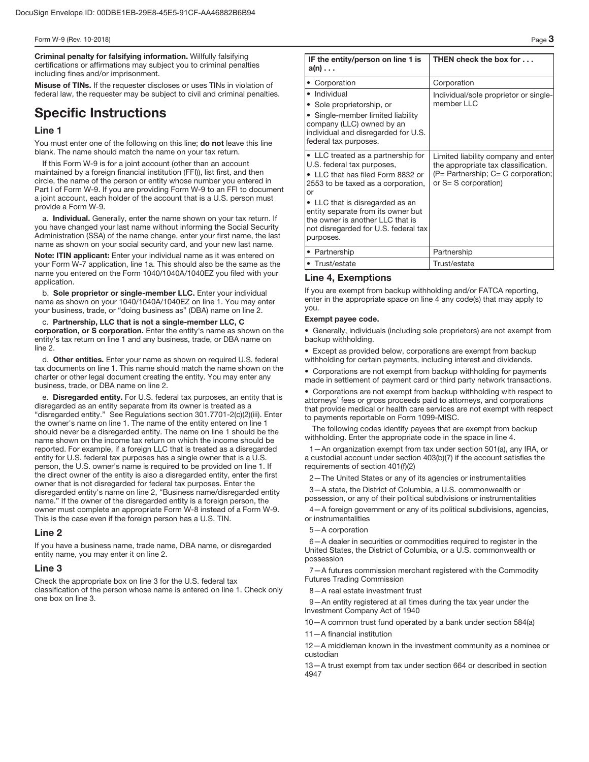**Criminal penalty for falsifying information.** Willfully falsifying certifications or affirmations may subject you to criminal penalties including fines and/or imprisonment.

**Misuse of TINs.** If the requester discloses or uses TINs in violation of federal law, the requester may be subject to civil and criminal penalties.

# Specific Instructions

## Line 1

You must enter one of the following on this line; **do not** leave this line blank. The name should match the name on your tax return.

If this Form W-9 is for a joint account (other than an account maintained by a foreign financial institution (FFI)), list first, and then circle, the name of the person or entity whose number you entered in Part I of Form W-9. If you are providing Form W-9 to an FFI to document a joint account, each holder of the account that is a U.S. person must provide a Form W-9.

a. **Individual.** Generally, enter the name shown on your tax return. If you have changed your last name without informing the Social Security Administration (SSA) of the name change, enter your first name, the last name as shown on your social security card, and your new last name.

**Note: ITIN applicant:** Enter your individual name as it was entered on your Form W-7 application, line 1a. This should also be the same as the name you entered on the Form 1040/1040A/1040EZ you filed with your application.

b. **Sole proprietor or single-member LLC.** Enter your individual name as shown on your 1040/1040A/1040EZ on line 1. You may enter your business, trade, or "doing business as" (DBA) name on line 2.

c. **Partnership, LLC that is not a single-member LLC, C corporation, or S corporation.** Enter the entity's name as shown on the entity's tax return on line 1 and any business, trade, or DBA name on line 2.

d. **Other entities.** Enter your name as shown on required U.S. federal tax documents on line 1. This name should match the name shown on the charter or other legal document creating the entity. You may enter any business, trade, or DBA name on line 2.

e. **Disregarded entity.** For U.S. federal tax purposes, an entity that is disregarded as an entity separate from its owner is treated as a "disregarded entity." See Regulations section 301.7701-2(c)(2)(iii). Enter the owner's name on line 1. The name of the entity entered on line 1 should never be a disregarded entity. The name on line 1 should be the name shown on the income tax return on which the income should be reported. For example, if a foreign LLC that is treated as a disregarded entity for U.S. federal tax purposes has a single owner that is a U.S. person, the U.S. owner's name is required to be provided on line 1. If the direct owner of the entity is also a disregarded entity, enter the first owner that is not disregarded for federal tax purposes. Enter the disregarded entity's name on line 2, "Business name/disregarded entity name." If the owner of the disregarded entity is a foreign person, the owner must complete an appropriate Form W-8 instead of a Form W-9. This is the case even if the foreign person has a U.S. TIN.

## Line 2

If you have a business name, trade name, DBA name, or disregarded entity name, you may enter it on line 2.

## Line 3

Check the appropriate box on line 3 for the U.S. federal tax classification of the person whose name is entered on line 1. Check only one box on line 3.

| IF the entity/person on line 1 is a(n) . . . | THEN check the box for . . . |
|---|---|
| • Corporation | Corporation |
| • Individual<br>• Sole proprietorship, or<br>• Single-member limited liability company (LLC) owned by an individual and disregarded for U.S. federal tax purposes. | Individual/sole proprietor or single-member LLC |
| • LLC treated as a partnership for U.S. federal tax purposes,<br>• LLC that has filed Form 8832 or 2553 to be taxed as a corporation, or<br>• LLC that is disregarded as an entity separate from its owner but the owner is another LLC that is not disregarded for U.S. federal tax purposes. | Limited liability company and enter the appropriate tax classification. (P= Partnership; C= C corporation; or S= S corporation) |
| • Partnership | Partnership |
| • Trust/estate | Trust/estate |

## Line 4, Exemptions

If you are exempt from backup withholding and/or FATCA reporting, enter in the appropriate space on line 4 any code(s) that may apply to you.

**Exempt payee code.**

- Generally, individuals (including sole proprietors) are not exempt from backup withholding.
- Except as provided below, corporations are exempt from backup withholding for certain payments, including interest and dividends.
- Corporations are not exempt from backup withholding for payments made in settlement of payment card or third party network transactions.
- Corporations are not exempt from backup withholding with respect to attorneys' fees or gross proceeds paid to attorneys, and corporations that provide medical or health care services are not exempt with respect to payments reportable on Form 1099-MISC.

The following codes identify payees that are exempt from backup withholding. Enter the appropriate code in the space in line 4.

1—An organization exempt from tax under section 501(a), any IRA, or a custodial account under section 403(b)(7) if the account satisfies the requirements of section 401(f)(2)

2—The United States or any of its agencies or instrumentalities

3—A state, the District of Columbia, a U.S. commonwealth or possession, or any of their political subdivisions or instrumentalities

4—A foreign government or any of its political subdivisions, agencies, or instrumentalities

5—A corporation

6—A dealer in securities or commodities required to register in the United States, the District of Columbia, or a U.S. commonwealth or possession

7—A futures commission merchant registered with the Commodity Futures Trading Commission

8—A real estate investment trust

9—An entity registered at all times during the tax year under the Investment Company Act of 1940

10—A common trust fund operated by a bank under section 584(a)

11—A financial institution

12—A middleman known in the investment community as a nominee or custodian

13—A trust exempt from tax under section 664 or described in section 4947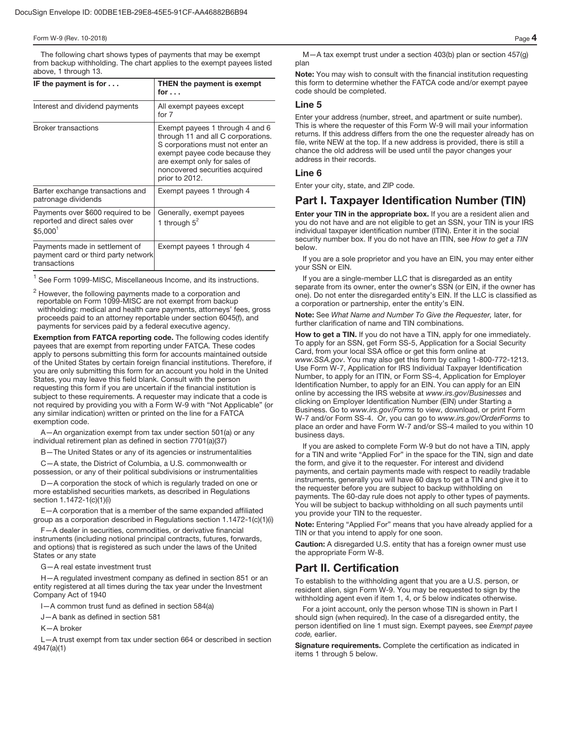The following chart shows types of payments that may be exempt from backup withholding. The chart applies to the exempt payees listed above, 1 through 13.

| IF the payment is for . . . | THEN the payment is exempt for . . . |
|---|---|
| Interest and dividend payments | All exempt payees except for 7 |
| Broker transactions | Exempt payees 1 through 4 and 6 through 11 and all C corporations. S corporations must not enter an exempt payee code because they are exempt only for sales of noncovered securities acquired prior to 2012. |
| Barter exchange transactions and patronage dividends | Exempt payees 1 through 4 |
| Payments over $600 required to be reported and direct sales over $5,000[1] | Generally, exempt payees 1 through 5[2] |
| Payments made in settlement of payment card or third party network transactions | Exempt payees 1 through 4 |

[1] See Form 1099-MISC, Miscellaneous Income, and its instructions.

[2] However, the following payments made to a corporation and reportable on Form 1099-MISC are not exempt from backup withholding: medical and health care payments, attorneys' fees, gross proceeds paid to an attorney reportable under section 6045(f), and payments for services paid by a federal executive agency.

**Exemption from FATCA reporting code.** The following codes identify payees that are exempt from reporting under FATCA. These codes apply to persons submitting this form for accounts maintained outside of the United States by certain foreign financial institutions. Therefore, if you are only submitting this form for an account you hold in the United States, you may leave this field blank. Consult with the person requesting this form if you are uncertain if the financial institution is subject to these requirements. A requester may indicate that a code is not required by providing you with a Form W-9 with "Not Applicable" (or any similar indication) written or printed on the line for a FATCA exemption code.

A—An organization exempt from tax under section 501(a) or any individual retirement plan as defined in section 7701(a)(37)

B—The United States or any of its agencies or instrumentalities

C—A state, the District of Columbia, a U.S. commonwealth or possession, or any of their political subdivisions or instrumentalities

D—A corporation the stock of which is regularly traded on one or more established securities markets, as described in Regulations section 1.1472-1(c)(1)(i)

E—A corporation that is a member of the same expanded affiliated group as a corporation described in Regulations section 1.1472-1(c)(1)(i)

F—A dealer in securities, commodities, or derivative financial instruments (including notional principal contracts, futures, forwards, and options) that is registered as such under the laws of the United States or any state

G—A real estate investment trust

H—A regulated investment company as defined in section 851 or an entity registered at all times during the tax year under the Investment Company Act of 1940

I—A common trust fund as defined in section 584(a)

J—A bank as defined in section 581

K—A broker

L—A trust exempt from tax under section 664 or described in section 4947(a)(1)

M—A tax exempt trust under a section 403(b) plan or section 457(g) plan

**Note:** You may wish to consult with the financial institution requesting this form to determine whether the FATCA code and/or exempt payee code should be completed.

### Line 5

Enter your address (number, street, and apartment or suite number). This is where the requester of this Form W-9 will mail your information returns. If this address differs from the one the requester already has on file, write NEW at the top. If a new address is provided, there is still a chance the old address will be used until the payor changes your address in their records.

### Line 6

Enter your city, state, and ZIP code.

## Part I. Taxpayer Identification Number (TIN)

**Enter your TIN in the appropriate box.** If you are a resident alien and you do not have and are not eligible to get an SSN, your TIN is your IRS individual taxpayer identification number (ITIN). Enter it in the social security number box. If you do not have an ITIN, see *How to get a TIN* below.

If you are a sole proprietor and you have an EIN, you may enter either your SSN or EIN.

If you are a single-member LLC that is disregarded as an entity separate from its owner, enter the owner's SSN (or EIN, if the owner has one). Do not enter the disregarded entity's EIN. If the LLC is classified as a corporation or partnership, enter the entity's EIN.

**Note:** See *What Name and Number To Give the Requester,* later, for further clarification of name and TIN combinations.

**How to get a TIN.** If you do not have a TIN, apply for one immediately. To apply for an SSN, get Form SS-5, Application for a Social Security Card, from your local SSA office or get this form online at *www.SSA.gov*. You may also get this form by calling 1-800-772-1213. Use Form W-7, Application for IRS Individual Taxpayer Identification Number, to apply for an ITIN, or Form SS-4, Application for Employer Identification Number, to apply for an EIN. You can apply for an EIN online by accessing the IRS website at *www.irs.gov/Businesses* and clicking on Employer Identification Number (EIN) under Starting a Business. Go to *www.irs.gov/Forms* to view, download, or print Form W-7 and/or Form SS-4. Or, you can go to *www.irs.gov/OrderForms* to place an order and have Form W-7 and/or SS-4 mailed to you within 10 business days.

If you are asked to complete Form W-9 but do not have a TIN, apply for a TIN and write "Applied For" in the space for the TIN, sign and date the form, and give it to the requester. For interest and dividend payments, and certain payments made with respect to readily tradable instruments, generally you will have 60 days to get a TIN and give it to the requester before you are subject to backup withholding on payments. The 60-day rule does not apply to other types of payments. You will be subject to backup withholding on all such payments until you provide your TIN to the requester.

**Note:** Entering "Applied For" means that you have already applied for a TIN or that you intend to apply for one soon.

**Caution:** A disregarded U.S. entity that has a foreign owner must use the appropriate Form W-8.

## Part II. Certification

To establish to the withholding agent that you are a U.S. person, or resident alien, sign Form W-9. You may be requested to sign by the withholding agent even if item 1, 4, or 5 below indicates otherwise.

For a joint account, only the person whose TIN is shown in Part I should sign (when required). In the case of a disregarded entity, the person identified on line 1 must sign. Exempt payees, see *Exempt payee code,* earlier.

**Signature requirements.** Complete the certification as indicated in items 1 through 5 below.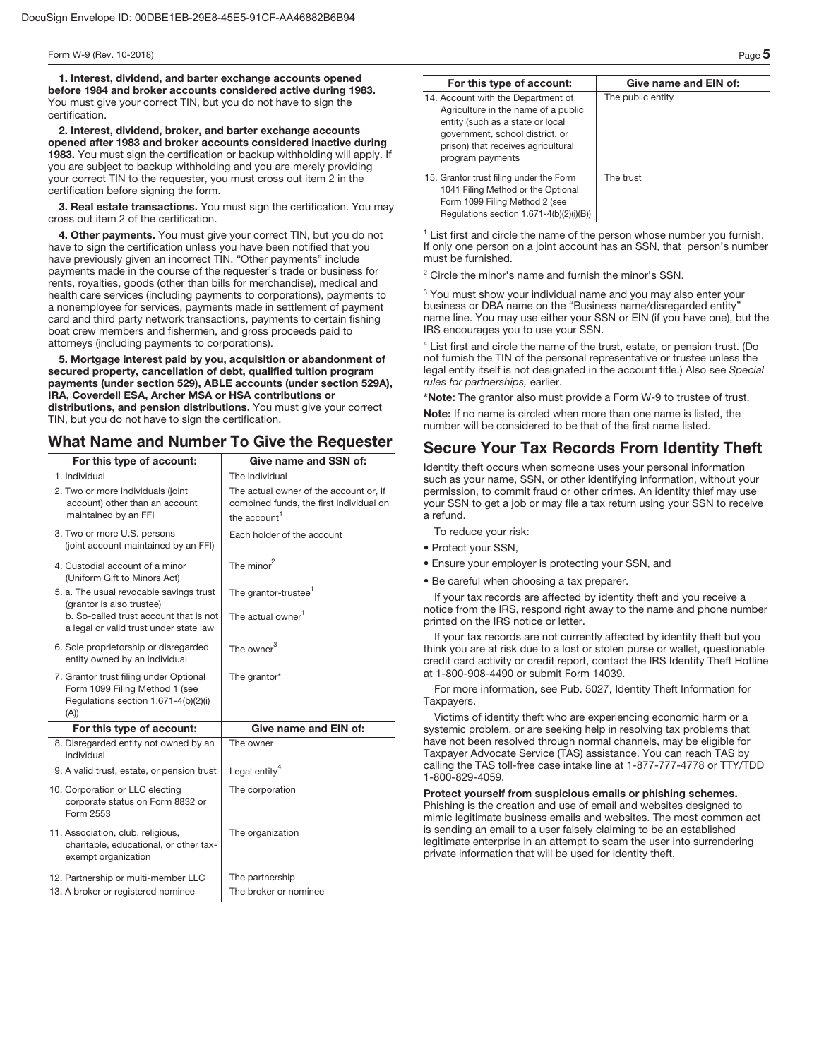DocuSign Envelope ID: 00DBE1EB-29E8-45E5-91CF-AA46882B6B94

**1. Interest, dividend, and barter exchange accounts opened before 1984 and broker accounts considered active during 1983.** You must give your correct TIN, but you do not have to sign the certification.

**2. Interest, dividend, broker, and barter exchange accounts opened after 1983 and broker accounts considered inactive during 1983.** You must sign the certification or backup withholding will apply. If you are subject to backup withholding and you are merely providing your correct TIN to the requester, you must cross out item 2 in the certification before signing the form.

**3. Real estate transactions.** You must sign the certification. You may cross out item 2 of the certification.

**4. Other payments.** You must give your correct TIN, but you do not have to sign the certification unless you have been notified that you have previously given an incorrect TIN. "Other payments" include payments made in the course of the requester's trade or business for rents, royalties, goods (other than bills for merchandise), medical and health care services (including payments to corporations), payments to a nonemployee for services, payments made in settlement of payment card and third party network transactions, payments to certain fishing boat crew members and fishermen, and gross proceeds paid to attorneys (including payments to corporations).

**5. Mortgage interest paid by you, acquisition or abandonment of secured property, cancellation of debt, qualified tuition program payments (under section 529), ABLE accounts (under section 529A), IRA, Coverdell ESA, Archer MSA or HSA contributions or distributions, and pension distributions.** You must give your correct TIN, but you do not have to sign the certification.

## What Name and Number To Give the Requester

| For this type of account: | Give name and SSN of: |
|---|---|
| 1. Individual | The individual |
| 2. Two or more individuals (joint account) other than an account maintained by an FFI | The actual owner of the account or, if combined funds, the first individual on the account[1] |
| 3. Two or more U.S. persons (joint account maintained by an FFI) | Each holder of the account |
| 4. Custodial account of a minor (Uniform Gift to Minors Act) | The minor[2] |
| 5. a. The usual revocable savings trust (grantor is also trustee) | The grantor-trustee[1] |
| b. So-called trust account that is not a legal or valid trust under state law | The actual owner[1] |
| 6. Sole proprietorship or disregarded entity owned by an individual | The owner[3] |
| 7. Grantor trust filing under Optional Form 1099 Filing Method 1 (see Regulations section 1.671-4(b)(2)(i)(A)) | The grantor* |
| **For this type of account:** | **Give name and EIN of:** |
| 8. Disregarded entity not owned by an individual | The owner |
| 9. A valid trust, estate, or pension trust | Legal entity[4] |
| 10. Corporation or LLC electing corporate status on Form 8832 or Form 2553 | The corporation |
| 11. Association, club, religious, charitable, educational, or other tax-exempt organization | The organization |
| 12. Partnership or multi-member LLC | The partnership |
| 13. A broker or registered nominee | The broker or nominee |
| 14. Account with the Department of Agriculture in the name of a public entity (such as a state or local government, school district, or prison) that receives agricultural program payments | The public entity |
| 15. Grantor trust filing under the Form 1041 Filing Method or the Optional Form 1099 Filing Method 2 (see Regulations section 1.671-4(b)(2)(i)(B)) | The trust |

[1] List first and circle the name of the person whose number you furnish. If only one person on a joint account has an SSN, that person's number must be furnished.

[2] Circle the minor's name and furnish the minor's SSN.

[3] You must show your individual name and you may also enter your business or DBA name on the "Business name/disregarded entity" name line. You may use either your SSN or EIN (if you have one), but the IRS encourages you to use your SSN.

[4] List first and circle the name of the trust, estate, or pension trust. (Do not furnish the TIN of the personal representative or trustee unless the legal entity itself is not designated in the account title.) Also see *Special rules for partnerships,* earlier.

***Note:** The grantor also must provide a Form W-9 to trustee of trust.

**Note:** If no name is circled when more than one name is listed, the number will be considered to be that of the first name listed.

## Secure Your Tax Records From Identity Theft

Identity theft occurs when someone uses your personal information such as your name, SSN, or other identifying information, without your permission, to commit fraud or other crimes. An identity thief may use your SSN to get a job or may file a tax return using your SSN to receive a refund.

To reduce your risk:

- Protect your SSN,
- Ensure your employer is protecting your SSN, and
- Be careful when choosing a tax preparer.

If your tax records are affected by identity theft and you receive a notice from the IRS, respond right away to the name and phone number printed on the IRS notice or letter.

If your tax records are not currently affected by identity theft but you think you are at risk due to a lost or stolen purse or wallet, questionable credit card activity or credit report, contact the IRS Identity Theft Hotline at 1-800-908-4490 or submit Form 14039.

For more information, see Pub. 5027, Identity Theft Information for Taxpayers.

Victims of identity theft who are experiencing economic harm or a systemic problem, or are seeking help in resolving tax problems that have not been resolved through normal channels, may be eligible for Taxpayer Advocate Service (TAS) assistance. You can reach TAS by calling the TAS toll-free case intake line at 1-877-777-4778 or TTY/TDD 1-800-829-4059.

**Protect yourself from suspicious emails or phishing schemes.** Phishing is the creation and use of email and websites designed to mimic legitimate business emails and websites. The most common act is sending an email to a user falsely claiming to be an established legitimate enterprise in an attempt to scam the user into surrendering private information that will be used for identity theft.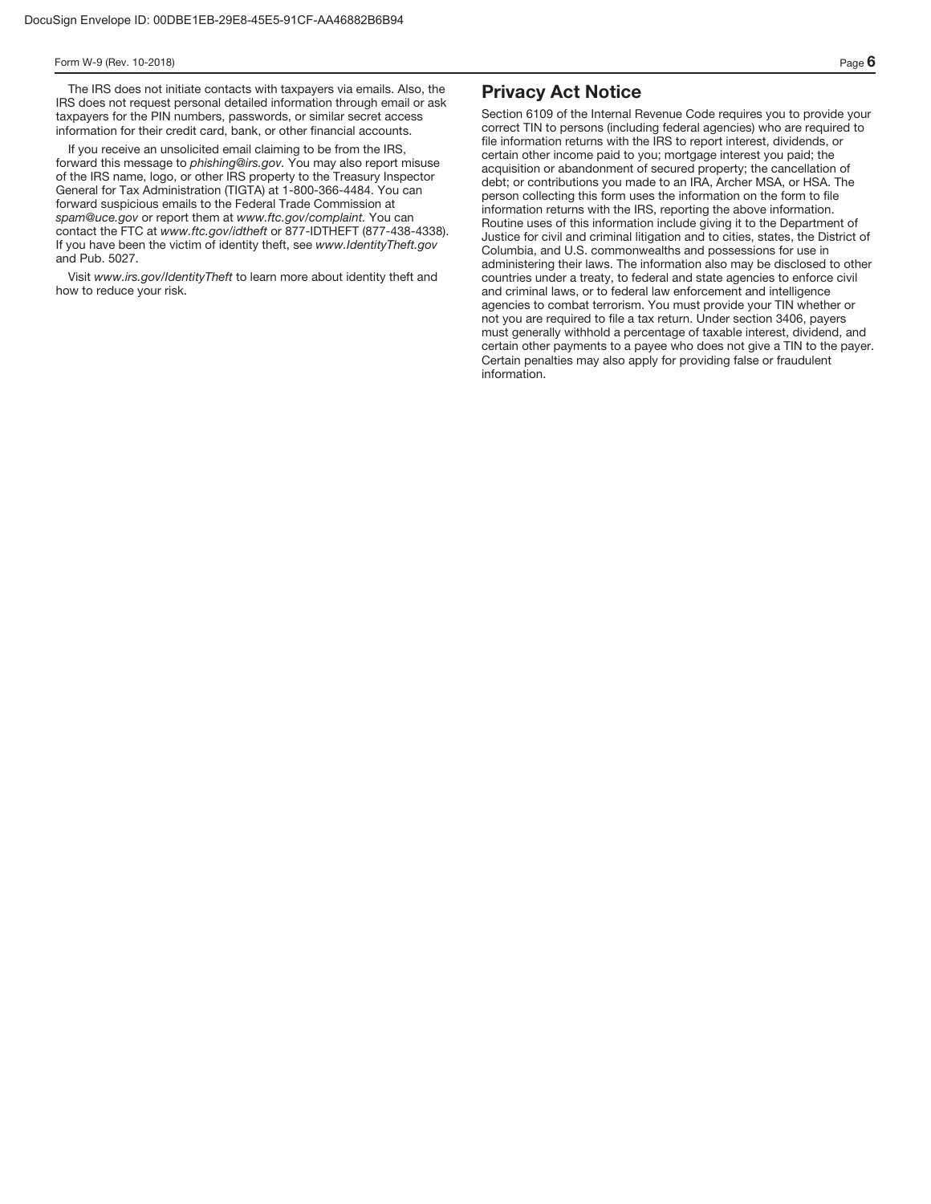The IRS does not initiate contacts with taxpayers via emails. Also, the IRS does not request personal detailed information through email or ask taxpayers for the PIN numbers, passwords, or similar secret access information for their credit card, bank, or other financial accounts.

If you receive an unsolicited email claiming to be from the IRS, forward this message to *phishing@irs.gov*. You may also report misuse of the IRS name, logo, or other IRS property to the Treasury Inspector General for Tax Administration (TIGTA) at 1-800-366-4484. You can forward suspicious emails to the Federal Trade Commission at *spam@uce.gov* or report them at *www.ftc.gov/complaint*. You can contact the FTC at *www.ftc.gov/idtheft* or 877-IDTHEFT (877-438-4338). If you have been the victim of identity theft, see *www.IdentityTheft.gov* and Pub. 5027.

Visit *www.irs.gov/IdentityTheft* to learn more about identity theft and how to reduce your risk.

## Privacy Act Notice

Section 6109 of the Internal Revenue Code requires you to provide your correct TIN to persons (including federal agencies) who are required to file information returns with the IRS to report interest, dividends, or certain other income paid to you; mortgage interest you paid; the acquisition or abandonment of secured property; the cancellation of debt; or contributions you made to an IRA, Archer MSA, or HSA. The person collecting this form uses the information on the form to file information returns with the IRS, reporting the above information. Routine uses of this information include giving it to the Department of Justice for civil and criminal litigation and to cities, states, the District of Columbia, and U.S. commonwealths and possessions for use in administering their laws. The information also may be disclosed to other countries under a treaty, to federal and state agencies to enforce civil and criminal laws, or to federal law enforcement and intelligence agencies to combat terrorism. You must provide your TIN whether or not you are required to file a tax return. Under section 3406, payers must generally withhold a percentage of taxable interest, dividend, and certain other payments to a payee who does not give a TIN to the payer. Certain penalties may also apply for providing false or fraudulent information.